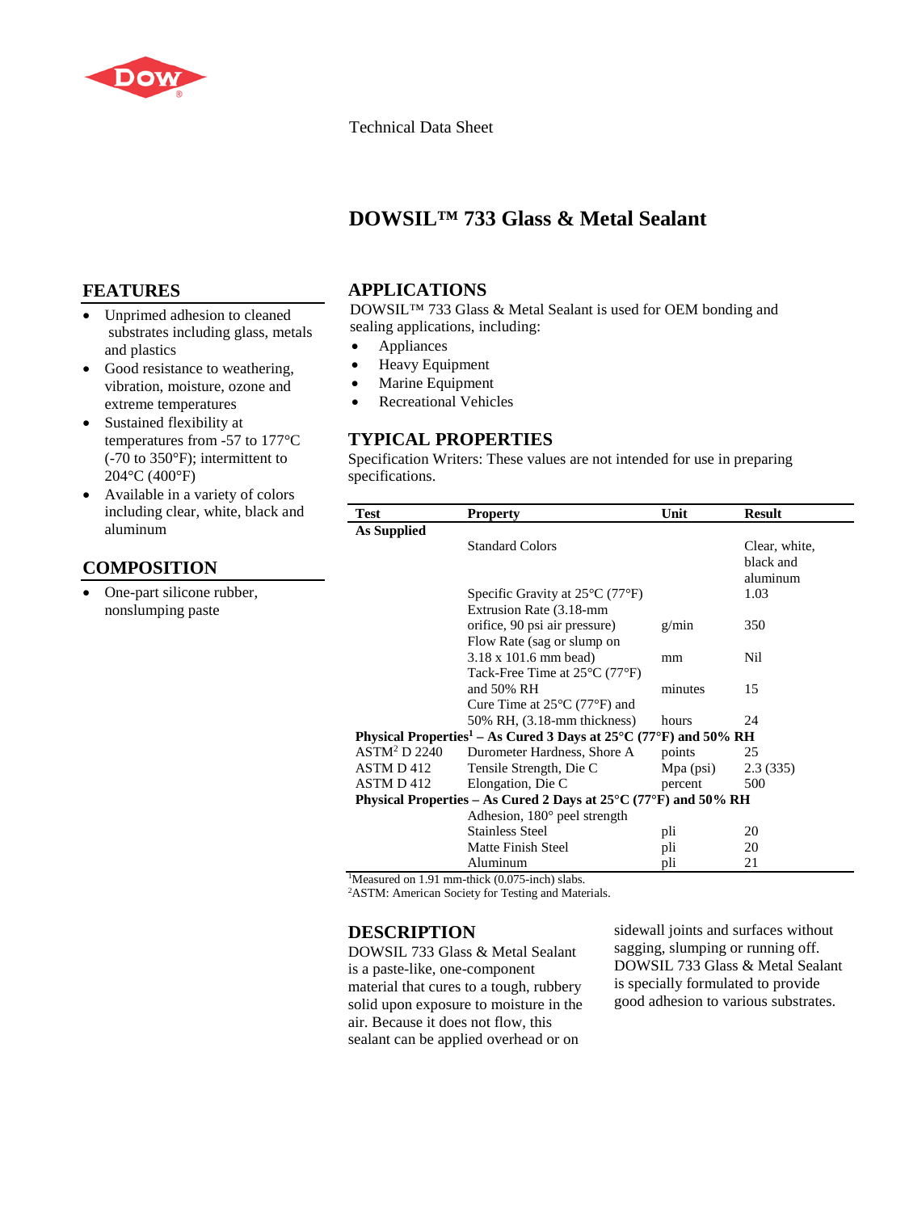Technical Data Sheet

# DOWSIL™ 733 Glass & Metal Sealant

## FEATURES

- Unprimed adhesion to cleaned substrates including glass, metals and plastics
- Good resistance to weathering, vibration, moisture, ozone and extreme temperatures
- Sustained flexibility at temperatures from -57 to 177°C (-70 to 350°F); intermittent to 204°C (400°F)
- Available in a variety of colors including clear, white, black and aluminum

## COMPOSITION

- One-part silicone rubber, nonslumping paste

## APPLICATIONS

DOWSIL™ 733 Glass & Metal Sealant is used for OEM bonding and sealing applications, including:

- Appliances
- Heavy Equipment
- Marine Equipment
- Recreational Vehicles

## TYPICAL PROPERTIES

Specification Writers: These values are not intended for use in preparing specifications.

| Test | Property | Unit | Result |
|---|---|---|---|
| **As Supplied** | | | |
| | Standard Colors | | Clear, white, black and aluminum |
| | Specific Gravity at 25°C (77°F) | | 1.03 |
| | Extrusion Rate (3.18-mm orifice, 90 psi air pressure) | g/min | 350 |
| | Flow Rate (sag or slump on 3.18 x 101.6 mm bead) | mm | Nil |
| | Tack-Free Time at 25°C (77°F) and 50% RH | minutes | 15 |
| | Cure Time at 25°C (77°F) and 50% RH, (3.18-mm thickness) | hours | 24 |
| **Physical Properties[1] – As Cured 3 Days at 25°C (77°F) and 50% RH** | | | |
| ASTM[2] D 2240 | Durometer Hardness, Shore A | points | 25 |
| ASTM D 412 | Tensile Strength, Die C | Mpa (psi) | 2.3 (335) |
| ASTM D 412 | Elongation, Die C | percent | 500 |
| **Physical Properties – As Cured 2 Days at 25°C (77°F) and 50% RH** | | | |
| | Adhesion, 180° peel strength | | |
| | Stainless Steel | pli | 20 |
| | Matte Finish Steel | pli | 20 |
| | Aluminum | pli | 21 |

[1]Measured on 1.91 mm-thick (0.075-inch) slabs.
[2]ASTM: American Society for Testing and Materials.

## DESCRIPTION

DOWSIL 733 Glass & Metal Sealant is a paste-like, one-component material that cures to a tough, rubbery solid upon exposure to moisture in the air. Because it does not flow, this sealant can be applied overhead or on sidewall joints and surfaces without sagging, slumping or running off. DOWSIL 733 Glass & Metal Sealant is specially formulated to provide good adhesion to various substrates.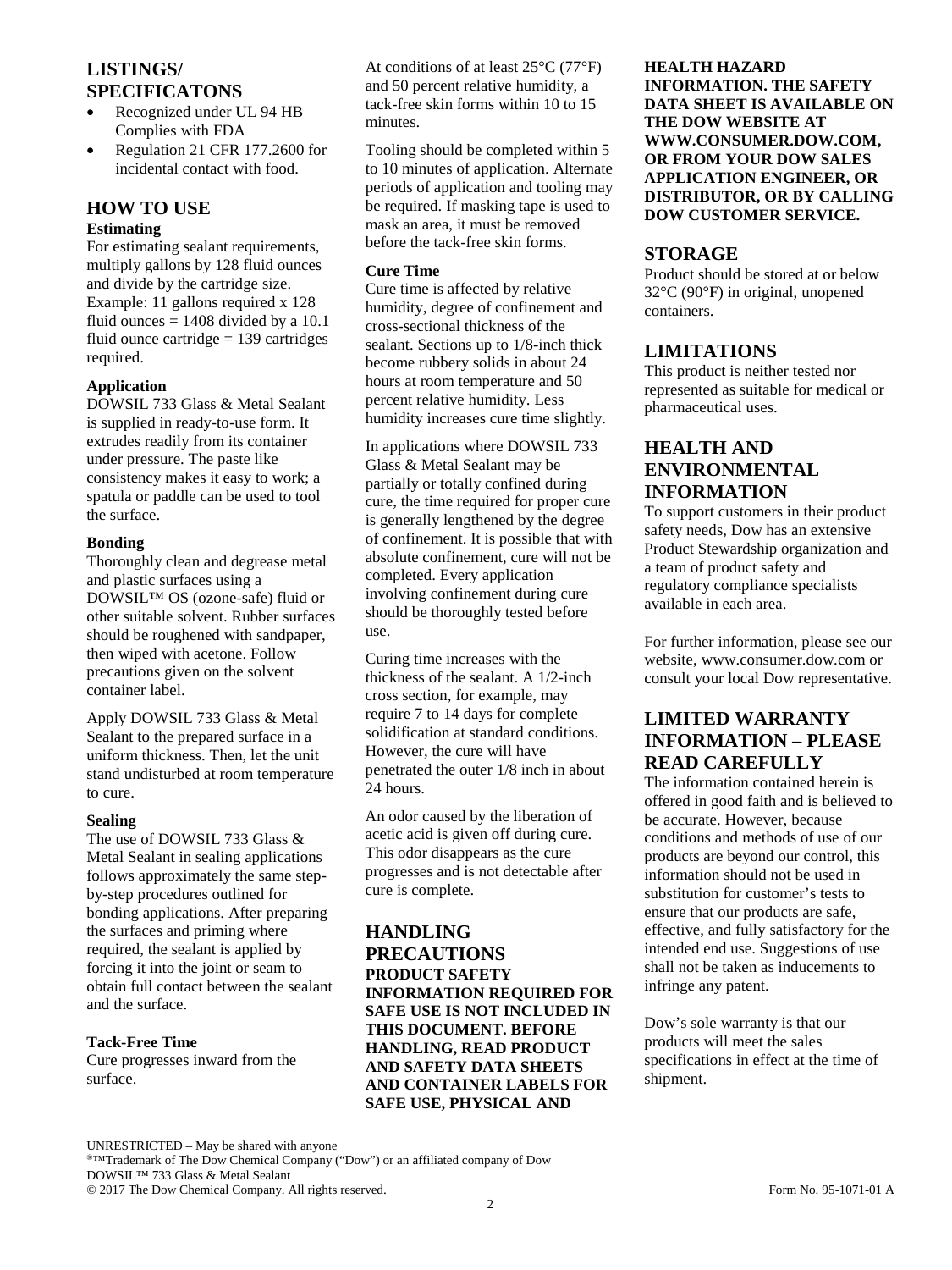## LISTINGS/ SPECIFICATONS

- Recognized under UL 94 HB Complies with FDA
- Regulation 21 CFR 177.2600 for incidental contact with food.

## HOW TO USE

### Estimating

For estimating sealant requirements, multiply gallons by 128 fluid ounces and divide by the cartridge size. Example: 11 gallons required x 128 fluid ounces = 1408 divided by a 10.1 fluid ounce cartridge = 139 cartridges required.

### Application

DOWSIL 733 Glass & Metal Sealant is supplied in ready-to-use form. It extrudes readily from its container under pressure. The paste like consistency makes it easy to work; a spatula or paddle can be used to tool the surface.

### Bonding

Thoroughly clean and degrease metal and plastic surfaces using a DOWSIL™ OS (ozone-safe) fluid or other suitable solvent. Rubber surfaces should be roughened with sandpaper, then wiped with acetone. Follow precautions given on the solvent container label.

Apply DOWSIL 733 Glass & Metal Sealant to the prepared surface in a uniform thickness. Then, let the unit stand undisturbed at room temperature to cure.

### Sealing

The use of DOWSIL 733 Glass & Metal Sealant in sealing applications follows approximately the same step-by-step procedures outlined for bonding applications. After preparing the surfaces and priming where required, the sealant is applied by forcing it into the joint or seam to obtain full contact between the sealant and the surface.

### Tack-Free Time

Cure progresses inward from the surface.

At conditions of at least 25°C (77°F) and 50 percent relative humidity, a tack-free skin forms within 10 to 15 minutes.

Tooling should be completed within 5 to 10 minutes of application. Alternate periods of application and tooling may be required. If masking tape is used to mask an area, it must be removed before the tack-free skin forms.

### Cure Time

Cure time is affected by relative humidity, degree of confinement and cross-sectional thickness of the sealant. Sections up to 1/8-inch thick become rubbery solids in about 24 hours at room temperature and 50 percent relative humidity. Less humidity increases cure time slightly.

In applications where DOWSIL 733 Glass & Metal Sealant may be partially or totally confined during cure, the time required for proper cure is generally lengthened by the degree of confinement. It is possible that with absolute confinement, cure will not be completed. Every application involving confinement during cure should be thoroughly tested before use.

Curing time increases with the thickness of the sealant. A 1/2-inch cross section, for example, may require 7 to 14 days for complete solidification at standard conditions. However, the cure will have penetrated the outer 1/8 inch in about 24 hours.

An odor caused by the liberation of acetic acid is given off during cure. This odor disappears as the cure progresses and is not detectable after cure is complete.

## HANDLING PRECAUTIONS

**PRODUCT SAFETY INFORMATION REQUIRED FOR SAFE USE IS NOT INCLUDED IN THIS DOCUMENT. BEFORE HANDLING, READ PRODUCT AND SAFETY DATA SHEETS AND CONTAINER LABELS FOR SAFE USE, PHYSICAL AND HEALTH HAZARD INFORMATION. THE SAFETY DATA SHEET IS AVAILABLE ON THE DOW WEBSITE AT WWW.CONSUMER.DOW.COM, OR FROM YOUR DOW SALES APPLICATION ENGINEER, OR DISTRIBUTOR, OR BY CALLING DOW CUSTOMER SERVICE.**

## STORAGE

Product should be stored at or below 32°C (90°F) in original, unopened containers.

## LIMITATIONS

This product is neither tested nor represented as suitable for medical or pharmaceutical uses.

## HEALTH AND ENVIRONMENTAL INFORMATION

To support customers in their product safety needs, Dow has an extensive Product Stewardship organization and a team of product safety and regulatory compliance specialists available in each area.

For further information, please see our website, www.consumer.dow.com or consult your local Dow representative.

## LIMITED WARRANTY INFORMATION – PLEASE READ CAREFULLY

The information contained herein is offered in good faith and is believed to be accurate. However, because conditions and methods of use of our products are beyond our control, this information should not be used in substitution for customer's tests to ensure that our products are safe, effective, and fully satisfactory for the intended end use. Suggestions of use shall not be taken as inducements to infringe any patent.

Dow's sole warranty is that our products will meet the sales specifications in effect at the time of shipment.

UNRESTRICTED – May be shared with anyone
®™Trademark of The Dow Chemical Company ("Dow") or an affiliated company of Dow
DOWSIL™ 733 Glass & Metal Sealant
© 2017 The Dow Chemical Company. All rights reserved. Form No. 95-1071-01 A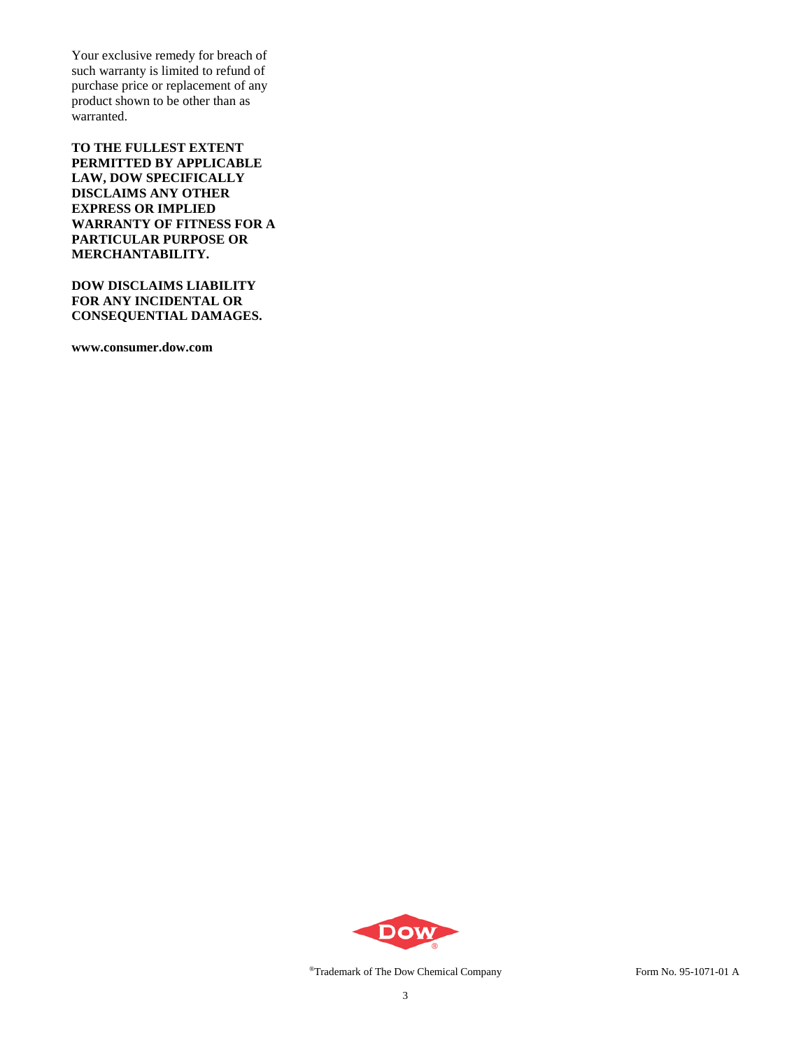Your exclusive remedy for breach of such warranty is limited to refund of purchase price or replacement of any product shown to be other than as warranted.

**TO THE FULLEST EXTENT PERMITTED BY APPLICABLE LAW, DOW SPECIFICALLY DISCLAIMS ANY OTHER EXPRESS OR IMPLIED WARRANTY OF FITNESS FOR A PARTICULAR PURPOSE OR MERCHANTABILITY.**

**DOW DISCLAIMS LIABILITY FOR ANY INCIDENTAL OR CONSEQUENTIAL DAMAGES.**

**www.consumer.dow.com**

®Trademark of The Dow Chemical Company

Form No. 95-1071-01 A